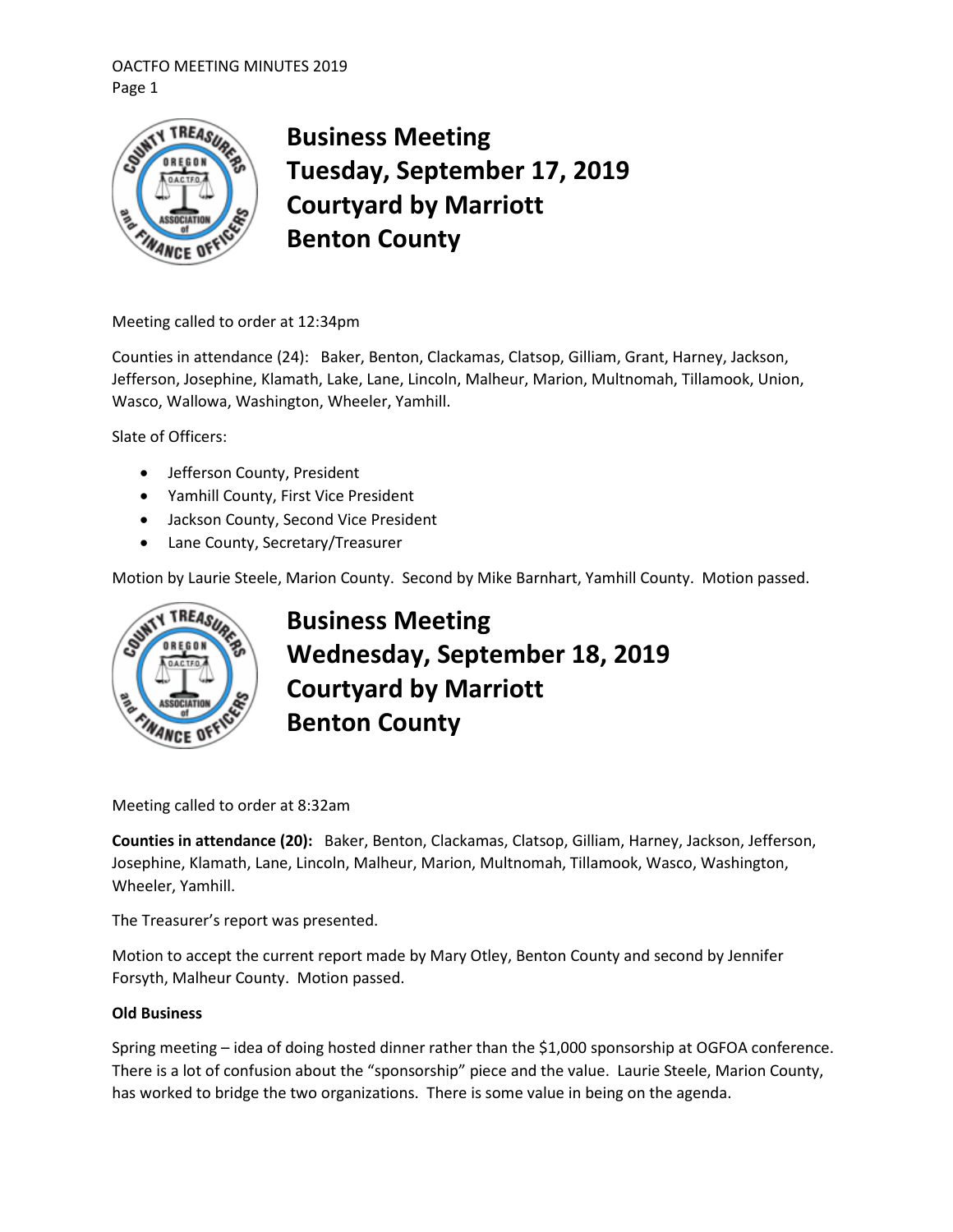# Business Meeting
# Tuesday, September 17, 2019
# Courtyard by Marriott
# Benton County

Meeting called to order at 12:34pm

Counties in attendance (24): Baker, Benton, Clackamas, Clatsop, Gilliam, Grant, Harney, Jackson, Jefferson, Josephine, Klamath, Lake, Lane, Lincoln, Malheur, Marion, Multnomah, Tillamook, Union, Wasco, Wallowa, Washington, Wheeler, Yamhill.

Slate of Officers:

- Jefferson County, President
- Yamhill County, First Vice President
- Jackson County, Second Vice President
- Lane County, Secretary/Treasurer

Motion by Laurie Steele, Marion County. Second by Mike Barnhart, Yamhill County. Motion passed.

# Business Meeting
# Wednesday, September 18, 2019
# Courtyard by Marriott
# Benton County

Meeting called to order at 8:32am

**Counties in attendance (20):** Baker, Benton, Clackamas, Clatsop, Gilliam, Harney, Jackson, Jefferson, Josephine, Klamath, Lane, Lincoln, Malheur, Marion, Multnomah, Tillamook, Wasco, Washington, Wheeler, Yamhill.

The Treasurer's report was presented.

Motion to accept the current report made by Mary Otley, Benton County and second by Jennifer Forsyth, Malheur County. Motion passed.

**Old Business**

Spring meeting – idea of doing hosted dinner rather than the $1,000 sponsorship at OGFOA conference. There is a lot of confusion about the "sponsorship" piece and the value. Laurie Steele, Marion County, has worked to bridge the two organizations. There is some value in being on the agenda.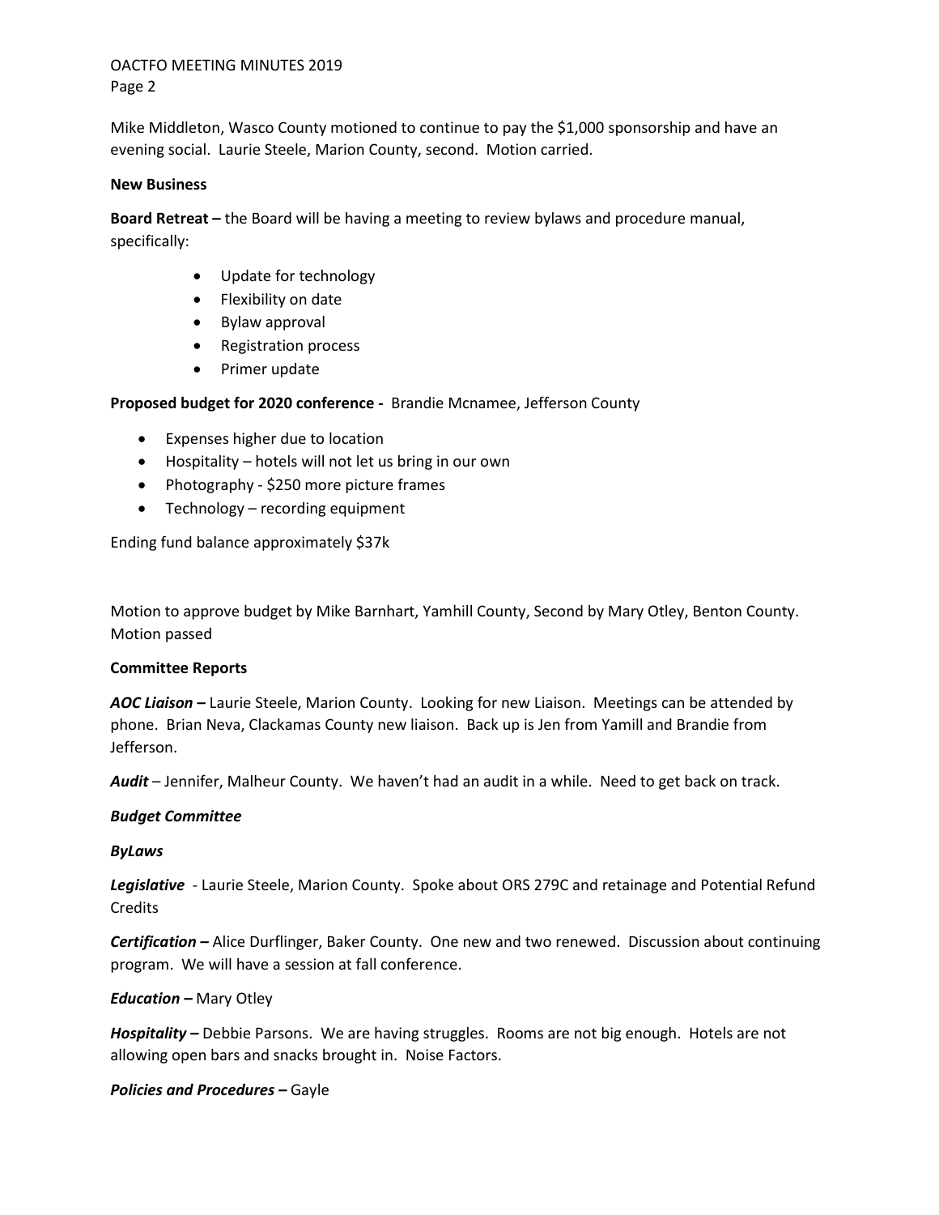Mike Middleton, Wasco County motioned to continue to pay the $1,000 sponsorship and have an evening social. Laurie Steele, Marion County, second. Motion carried.

**New Business**

**Board Retreat –** the Board will be having a meeting to review bylaws and procedure manual, specifically:

- Update for technology
- Flexibility on date
- Bylaw approval
- Registration process
- Primer update

**Proposed budget for 2020 conference -** Brandie Mcnamee, Jefferson County

- Expenses higher due to location
- Hospitality – hotels will not let us bring in our own
- Photography - $250 more picture frames
- Technology – recording equipment

Ending fund balance approximately $37k

Motion to approve budget by Mike Barnhart, Yamhill County, Second by Mary Otley, Benton County. Motion passed

**Committee Reports**

***AOC Liaison –*** Laurie Steele, Marion County. Looking for new Liaison. Meetings can be attended by phone. Brian Neva, Clackamas County new liaison. Back up is Jen from Yamill and Brandie from Jefferson.

***Audit*** – Jennifer, Malheur County. We haven't had an audit in a while. Need to get back on track.

***Budget Committee***

***ByLaws***

***Legislative*** - Laurie Steele, Marion County. Spoke about ORS 279C and retainage and Potential Refund Credits

***Certification –*** Alice Durflinger, Baker County. One new and two renewed. Discussion about continuing program. We will have a session at fall conference.

***Education –*** Mary Otley

***Hospitality –*** Debbie Parsons. We are having struggles. Rooms are not big enough. Hotels are not allowing open bars and snacks brought in. Noise Factors.

***Policies and Procedures –*** Gayle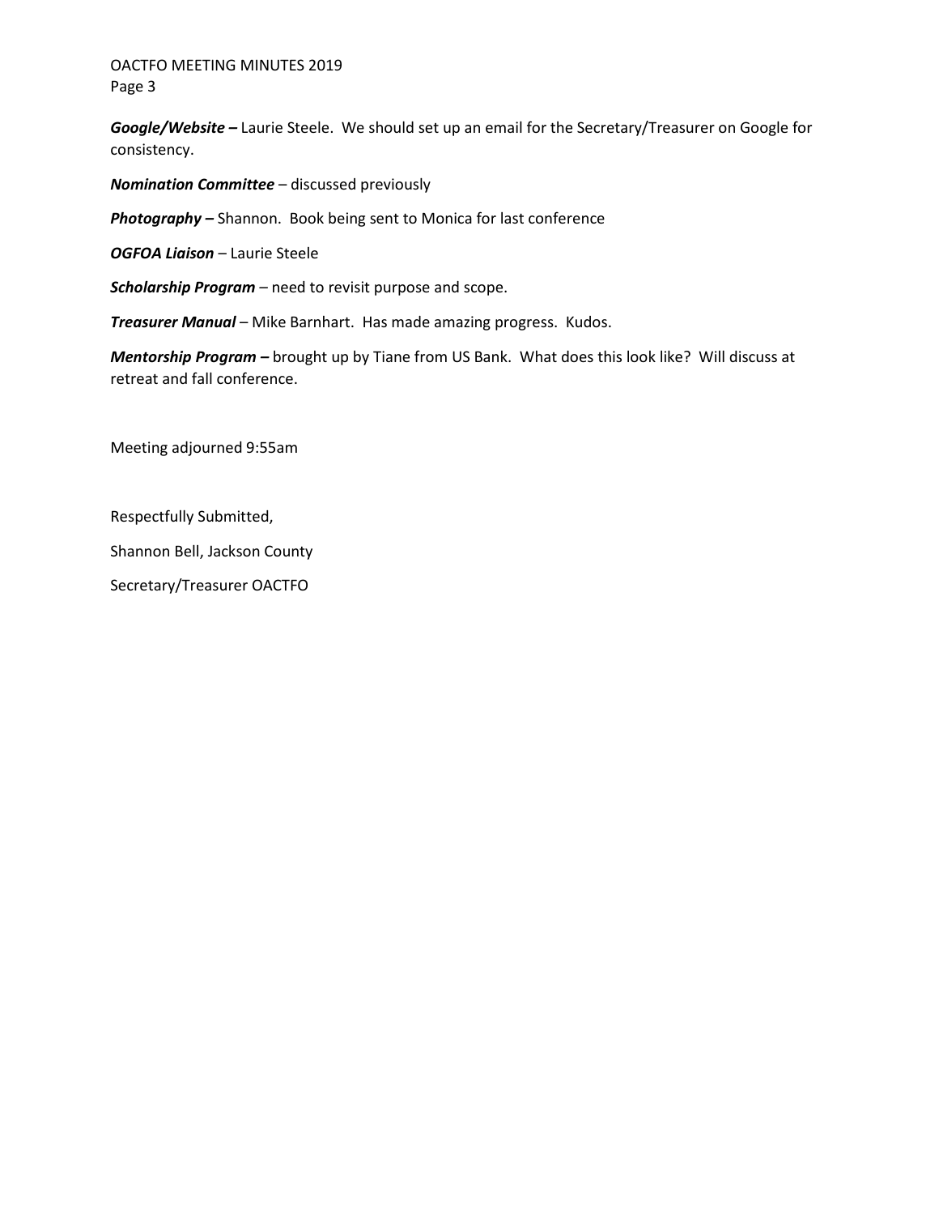***Google/Website –*** Laurie Steele. We should set up an email for the Secretary/Treasurer on Google for consistency.

***Nomination Committee*** – discussed previously

***Photography –*** Shannon. Book being sent to Monica for last conference

***OGFOA Liaison*** – Laurie Steele

***Scholarship Program*** – need to revisit purpose and scope.

***Treasurer Manual*** – Mike Barnhart. Has made amazing progress. Kudos.

***Mentorship Program –*** brought up by Tiane from US Bank. What does this look like? Will discuss at retreat and fall conference.

Meeting adjourned 9:55am

Respectfully Submitted,

Shannon Bell, Jackson County

Secretary/Treasurer OACTFO